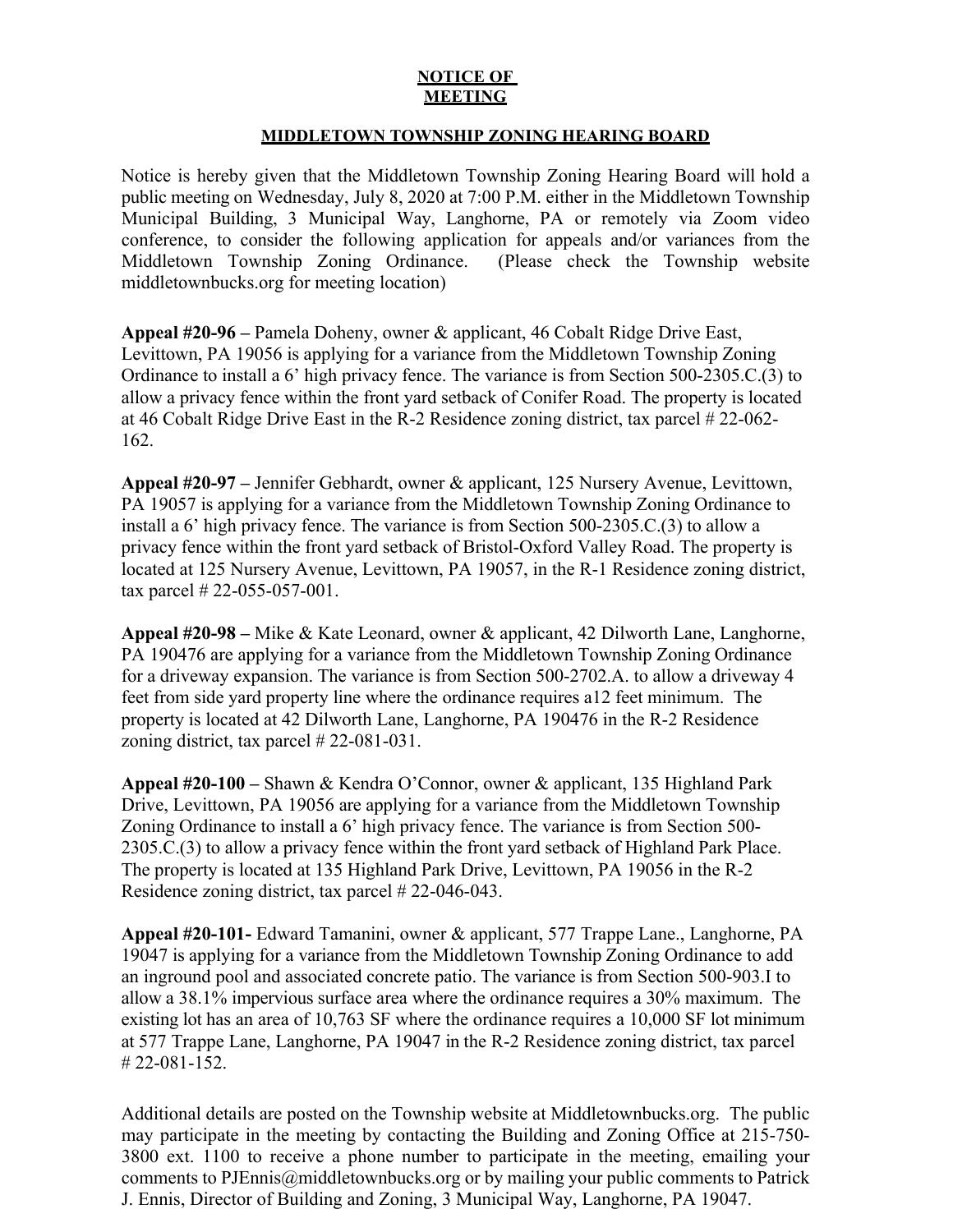**NOTICE OF MEETING**

**MIDDLETOWN TOWNSHIP ZONING HEARING BOARD**

Notice is hereby given that the Middletown Township Zoning Hearing Board will hold a public meeting on Wednesday, July 8, 2020 at 7:00 P.M. either in the Middletown Township Municipal Building, 3 Municipal Way, Langhorne, PA or remotely via Zoom video conference, to consider the following application for appeals and/or variances from the Middletown Township Zoning Ordinance. (Please check the Township website middletownbucks.org for meeting location)

**Appeal #20-96 –** Pamela Doheny, owner & applicant, 46 Cobalt Ridge Drive East, Levittown, PA 19056 is applying for a variance from the Middletown Township Zoning Ordinance to install a 6' high privacy fence. The variance is from Section 500-2305.C.(3) to allow a privacy fence within the front yard setback of Conifer Road. The property is located at 46 Cobalt Ridge Drive East in the R-2 Residence zoning district, tax parcel # 22-062-162.

**Appeal #20-97 –** Jennifer Gebhardt, owner & applicant, 125 Nursery Avenue, Levittown, PA 19057 is applying for a variance from the Middletown Township Zoning Ordinance to install a 6' high privacy fence. The variance is from Section 500-2305.C.(3) to allow a privacy fence within the front yard setback of Bristol-Oxford Valley Road. The property is located at 125 Nursery Avenue, Levittown, PA 19057, in the R-1 Residence zoning district, tax parcel # 22-055-057-001.

**Appeal #20-98 –** Mike & Kate Leonard, owner & applicant, 42 Dilworth Lane, Langhorne, PA 190476 are applying for a variance from the Middletown Township Zoning Ordinance for a driveway expansion. The variance is from Section 500-2702.A. to allow a driveway 4 feet from side yard property line where the ordinance requires a12 feet minimum. The property is located at 42 Dilworth Lane, Langhorne, PA 190476 in the R-2 Residence zoning district, tax parcel # 22-081-031.

**Appeal #20-100 –** Shawn & Kendra O'Connor, owner & applicant, 135 Highland Park Drive, Levittown, PA 19056 are applying for a variance from the Middletown Township Zoning Ordinance to install a 6' high privacy fence. The variance is from Section 500-2305.C.(3) to allow a privacy fence within the front yard setback of Highland Park Place. The property is located at 135 Highland Park Drive, Levittown, PA 19056 in the R-2 Residence zoning district, tax parcel # 22-046-043.

**Appeal #20-101-** Edward Tamanini, owner & applicant, 577 Trappe Lane., Langhorne, PA 19047 is applying for a variance from the Middletown Township Zoning Ordinance to add an inground pool and associated concrete patio. The variance is from Section 500-903.I to allow a 38.1% impervious surface area where the ordinance requires a 30% maximum. The existing lot has an area of 10,763 SF where the ordinance requires a 10,000 SF lot minimum at 577 Trappe Lane, Langhorne, PA 19047 in the R-2 Residence zoning district, tax parcel # 22-081-152.

Additional details are posted on the Township website at Middletownbucks.org. The public may participate in the meeting by contacting the Building and Zoning Office at 215-750-3800 ext. 1100 to receive a phone number to participate in the meeting, emailing your comments to PJEnnis@middletownbucks.org or by mailing your public comments to Patrick J. Ennis, Director of Building and Zoning, 3 Municipal Way, Langhorne, PA 19047.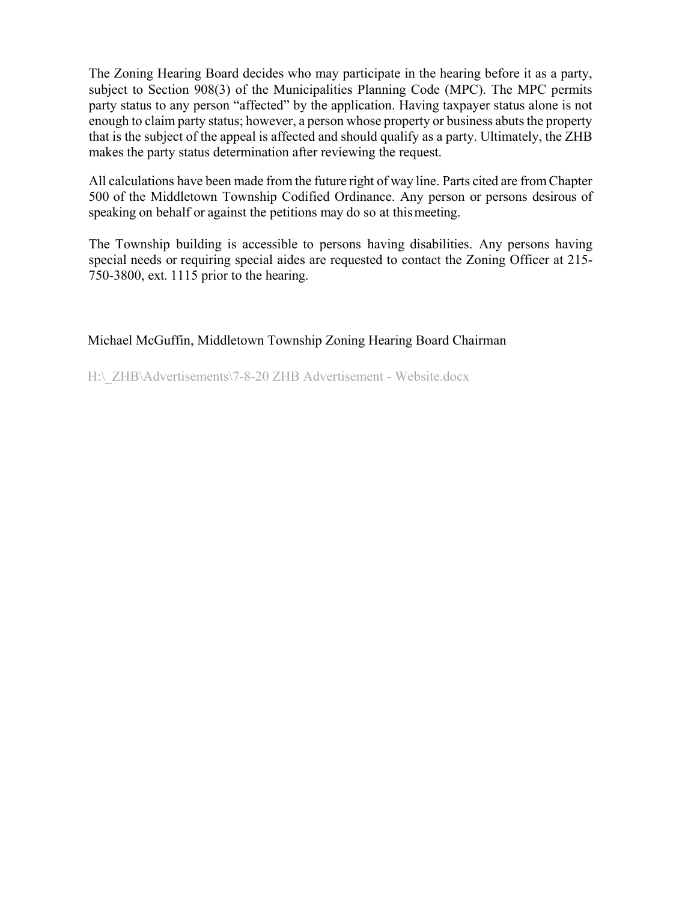The Zoning Hearing Board decides who may participate in the hearing before it as a party, subject to Section 908(3) of the Municipalities Planning Code (MPC). The MPC permits party status to any person "affected" by the application. Having taxpayer status alone is not enough to claim party status; however, a person whose property or business abuts the property that is the subject of the appeal is affected and should qualify as a party. Ultimately, the ZHB makes the party status determination after reviewing the request.

All calculations have been made from the future right of way line. Parts cited are from Chapter 500 of the Middletown Township Codified Ordinance. Any person or persons desirous of speaking on behalf or against the petitions may do so at this meeting.

The Township building is accessible to persons having disabilities. Any persons having special needs or requiring special aides are requested to contact the Zoning Officer at 215-750-3800, ext. 1115 prior to the hearing.

Michael McGuffin, Middletown Township Zoning Hearing Board Chairman

H:\_ZHB\Advertisements\7-8-20 ZHB Advertisement - Website.docx